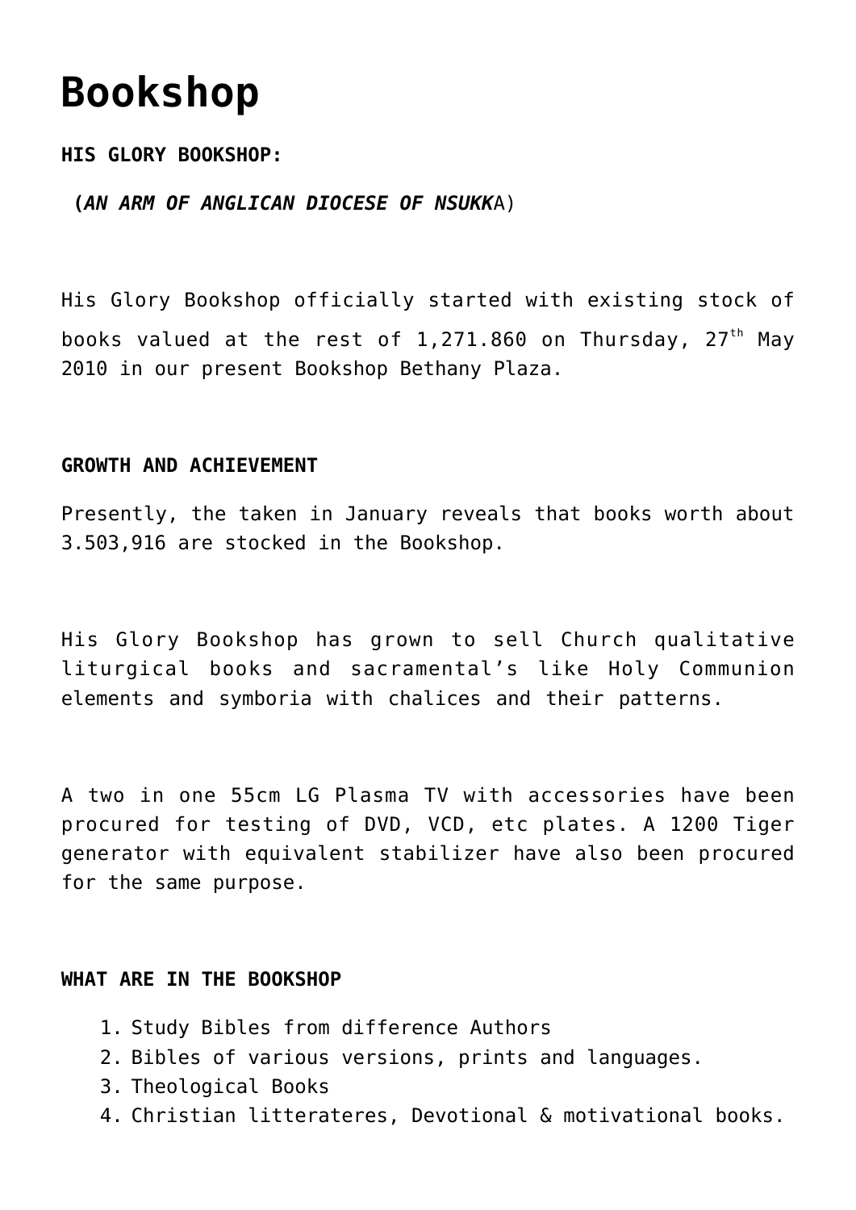# Bookshop

**HIS GLORY BOOKSHOP:**

**(*AN ARM OF ANGLICAN DIOCESE OF NSUKK*A)**

His Glory Bookshop officially started with existing stock of books valued at the rest of 1,271.860 on Thursday, 27th May 2010 in our present Bookshop Bethany Plaza.

**GROWTH AND ACHIEVEMENT**

Presently, the taken in January reveals that books worth about 3.503,916 are stocked in the Bookshop.

His Glory Bookshop has grown to sell Church qualitative liturgical books and sacramental's like Holy Communion elements and symboria with chalices and their patterns.

A two in one 55cm LG Plasma TV with accessories have been procured for testing of DVD, VCD, etc plates. A 1200 Tiger generator with equivalent stabilizer have also been procured for the same purpose.

**WHAT ARE IN THE BOOKSHOP**

1. Study Bibles from difference Authors
2. Bibles of various versions, prints and languages.
3. Theological Books
4. Christian litterateres, Devotional & motivational books.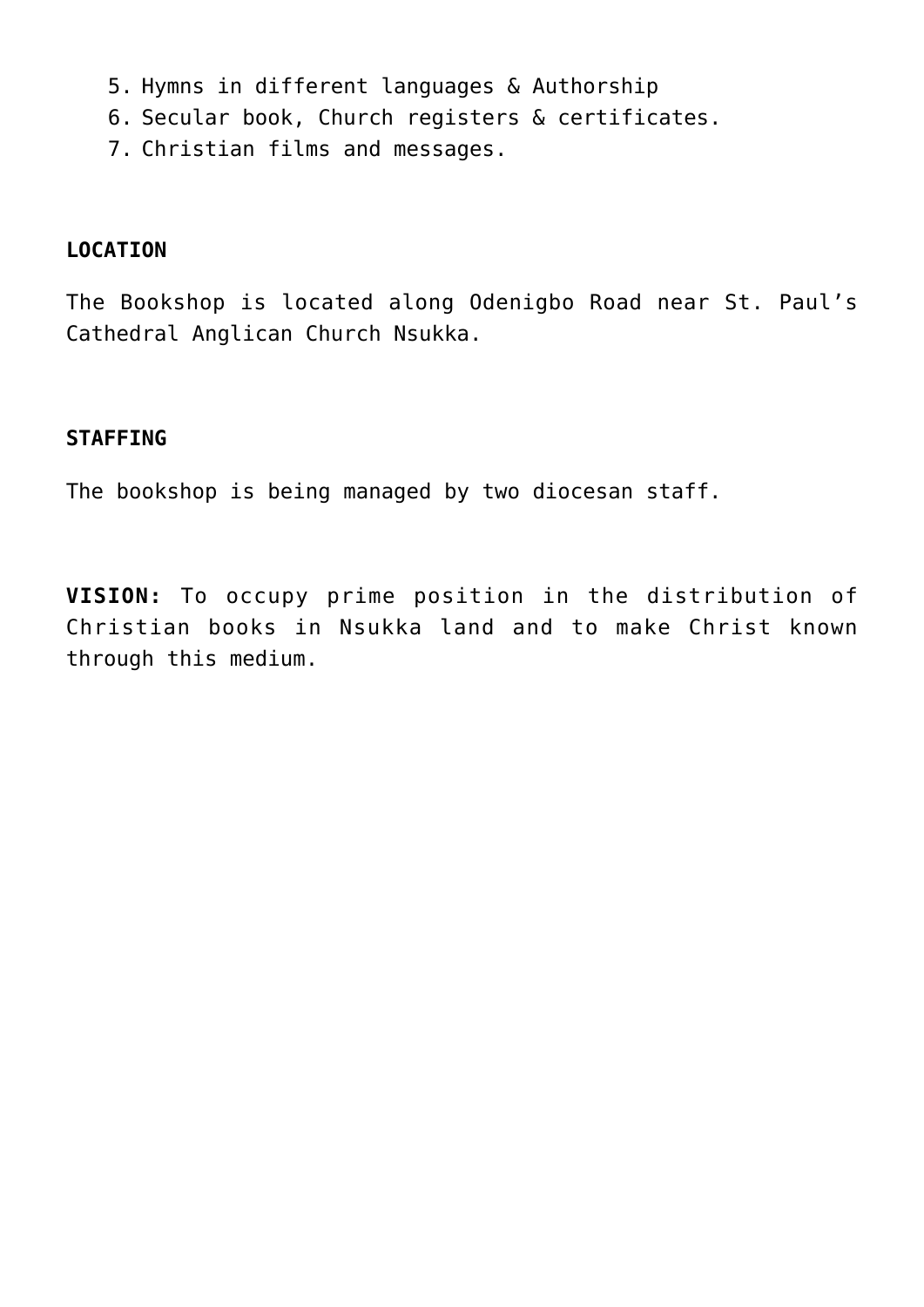5. Hymns in different languages & Authorship
6. Secular book, Church registers & certificates.
7. Christian films and messages.

**LOCATION**

The Bookshop is located along Odenigbo Road near St. Paul's Cathedral Anglican Church Nsukka.

**STAFFING**

The bookshop is being managed by two diocesan staff.

**VISION:** To occupy prime position in the distribution of Christian books in Nsukka land and to make Christ known through this medium.